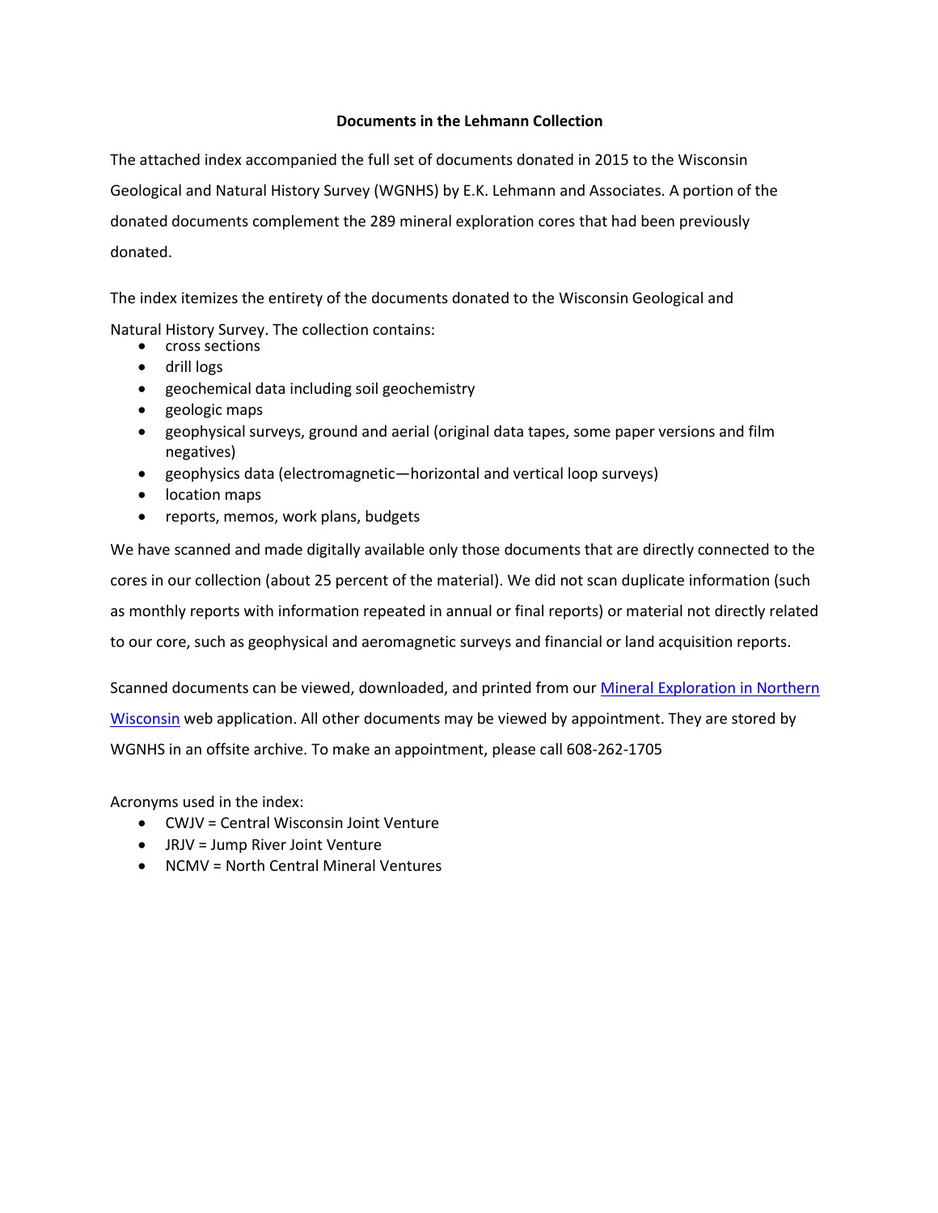# Documents in the Lehmann Collection

The attached index accompanied the full set of documents donated in 2015 to the Wisconsin Geological and Natural History Survey (WGNHS) by E.K. Lehmann and Associates. A portion of the donated documents complement the 289 mineral exploration cores that had been previously donated.

The index itemizes the entirety of the documents donated to the Wisconsin Geological and Natural History Survey. The collection contains:

- cross sections
- drill logs
- geochemical data including soil geochemistry
- geologic maps
- geophysical surveys, ground and aerial (original data tapes, some paper versions and film negatives)
- geophysics data (electromagnetic—horizontal and vertical loop surveys)
- location maps
- reports, memos, work plans, budgets

We have scanned and made digitally available only those documents that are directly connected to the cores in our collection (about 25 percent of the material). We did not scan duplicate information (such as monthly reports with information repeated in annual or final reports) or material not directly related to our core, such as geophysical and aeromagnetic surveys and financial or land acquisition reports.

Scanned documents can be viewed, downloaded, and printed from our Mineral Exploration in Northern Wisconsin web application. All other documents may be viewed by appointment. They are stored by WGNHS in an offsite archive. To make an appointment, please call 608-262-1705

Acronyms used in the index:

- CWJV = Central Wisconsin Joint Venture
- JRJV = Jump River Joint Venture
- NCMV = North Central Mineral Ventures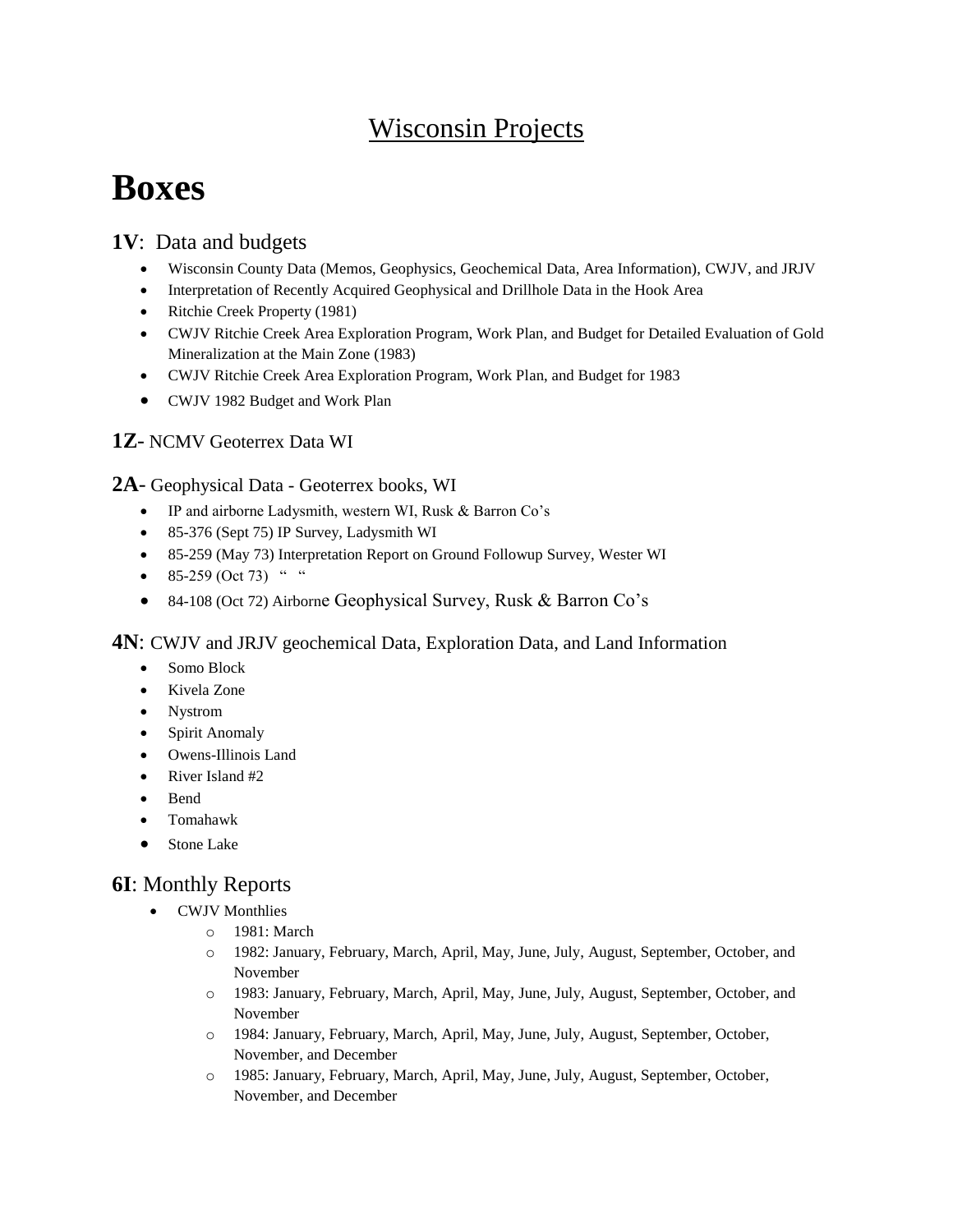## Wisconsin Projects

# Boxes

### **1V**: Data and budgets

- Wisconsin County Data (Memos, Geophysics, Geochemical Data, Area Information), CWJV, and JRJV
- Interpretation of Recently Acquired Geophysical and Drillhole Data in the Hook Area
- Ritchie Creek Property (1981)
- CWJV Ritchie Creek Area Exploration Program, Work Plan, and Budget for Detailed Evaluation of Gold Mineralization at the Main Zone (1983)
- CWJV Ritchie Creek Area Exploration Program, Work Plan, and Budget for 1983
- CWJV 1982 Budget and Work Plan

### **1Z**- NCMV Geoterrex Data WI

### **2A**- Geophysical Data - Geoterrex books, WI

- IP and airborne Ladysmith, western WI, Rusk & Barron Co's
- 85-376 (Sept 75) IP Survey, Ladysmith WI
- 85-259 (May 73) Interpretation Report on Ground Followup Survey, Wester WI
- 85-259 (Oct 73) " "
- 84-108 (Oct 72) Airborne Geophysical Survey, Rusk & Barron Co's

### **4N**: CWJV and JRJV geochemical Data, Exploration Data, and Land Information

- Somo Block
- Kivela Zone
- Nystrom
- Spirit Anomaly
- Owens-Illinois Land
- River Island #2
- Bend
- Tomahawk
- Stone Lake

### **6I**: Monthly Reports

- CWJV Monthlies
  - 1981: March
  - 1982: January, February, March, April, May, June, July, August, September, October, and November
  - 1983: January, February, March, April, May, June, July, August, September, October, and November
  - 1984: January, February, March, April, May, June, July, August, September, October, November, and December
  - 1985: January, February, March, April, May, June, July, August, September, October, November, and December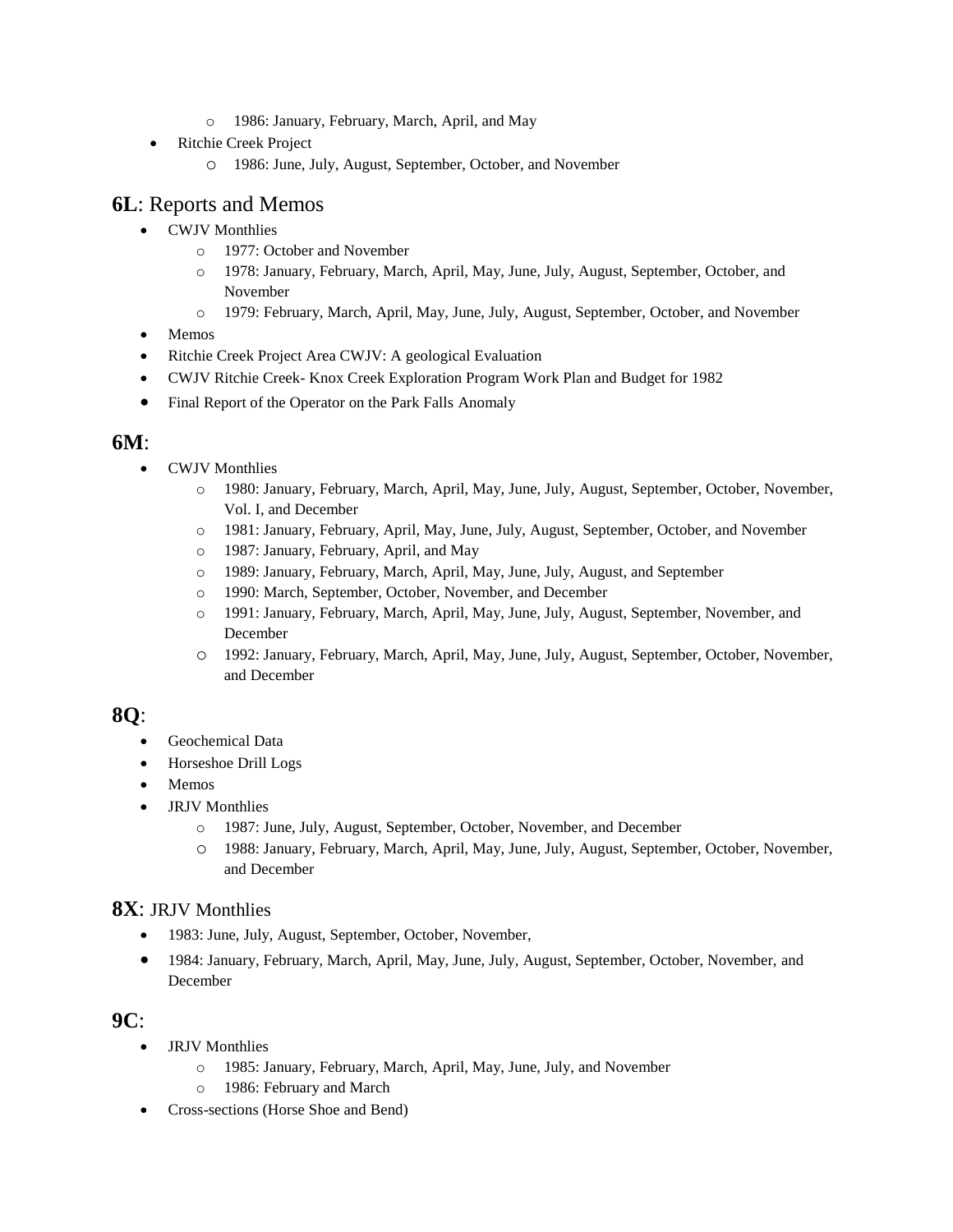- 1986: January, February, March, April, and May
- Ritchie Creek Project
  - 1986: June, July, August, September, October, and November

## 6L: Reports and Memos

- CWJV Monthlies
  - 1977: October and November
  - 1978: January, February, March, April, May, June, July, August, September, October, and November
  - 1979: February, March, April, May, June, July, August, September, October, and November
- Memos
- Ritchie Creek Project Area CWJV: A geological Evaluation
- CWJV Ritchie Creek- Knox Creek Exploration Program Work Plan and Budget for 1982
- Final Report of the Operator on the Park Falls Anomaly

## 6M:

- CWJV Monthlies
  - 1980: January, February, March, April, May, June, July, August, September, October, November, Vol. I, and December
  - 1981: January, February, April, May, June, July, August, September, October, and November
  - 1987: January, February, April, and May
  - 1989: January, February, March, April, May, June, July, August, and September
  - 1990: March, September, October, November, and December
  - 1991: January, February, March, April, May, June, July, August, September, November, and December
  - 1992: January, February, March, April, May, June, July, August, September, October, November, and December

## 8Q:

- Geochemical Data
- Horseshoe Drill Logs
- Memos
- JRJV Monthlies
  - 1987: June, July, August, September, October, November, and December
  - 1988: January, February, March, April, May, June, July, August, September, October, November, and December

## 8X: JRJV Monthlies

- 1983: June, July, August, September, October, November,
- 1984: January, February, March, April, May, June, July, August, September, October, November, and December

## 9C:

- JRJV Monthlies
  - 1985: January, February, March, April, May, June, July, and November
  - 1986: February and March
- Cross-sections (Horse Shoe and Bend)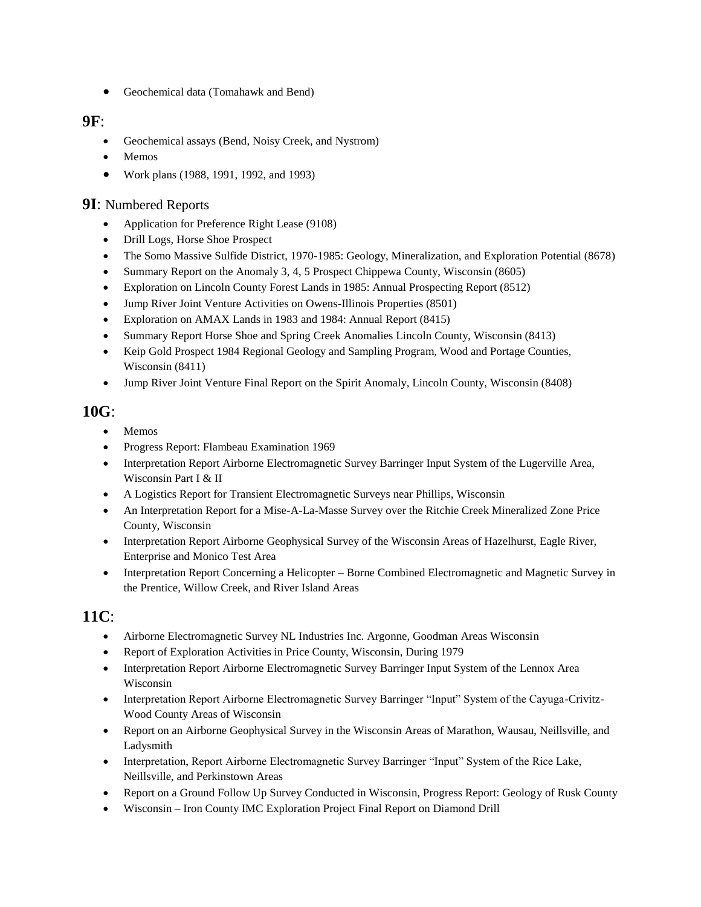- Geochemical data (Tomahawk and Bend)

## 9F:

- Geochemical assays (Bend, Noisy Creek, and Nystrom)
- Memos
- Work plans (1988, 1991, 1992, and 1993)

## 9I: Numbered Reports

- Application for Preference Right Lease (9108)
- Drill Logs, Horse Shoe Prospect
- The Somo Massive Sulfide District, 1970-1985: Geology, Mineralization, and Exploration Potential (8678)
- Summary Report on the Anomaly 3, 4, 5 Prospect Chippewa County, Wisconsin (8605)
- Exploration on Lincoln County Forest Lands in 1985: Annual Prospecting Report (8512)
- Jump River Joint Venture Activities on Owens-Illinois Properties (8501)
- Exploration on AMAX Lands in 1983 and 1984: Annual Report (8415)
- Summary Report Horse Shoe and Spring Creek Anomalies Lincoln County, Wisconsin (8413)
- Keip Gold Prospect 1984 Regional Geology and Sampling Program, Wood and Portage Counties, Wisconsin (8411)
- Jump River Joint Venture Final Report on the Spirit Anomaly, Lincoln County, Wisconsin (8408)

## 10G:

- Memos
- Progress Report: Flambeau Examination 1969
- Interpretation Report Airborne Electromagnetic Survey Barringer Input System of the Lugerville Area, Wisconsin Part I & II
- A Logistics Report for Transient Electromagnetic Surveys near Phillips, Wisconsin
- An Interpretation Report for a Mise-A-La-Masse Survey over the Ritchie Creek Mineralized Zone Price County, Wisconsin
- Interpretation Report Airborne Geophysical Survey of the Wisconsin Areas of Hazelhurst, Eagle River, Enterprise and Monico Test Area
- Interpretation Report Concerning a Helicopter – Borne Combined Electromagnetic and Magnetic Survey in the Prentice, Willow Creek, and River Island Areas

## 11C:

- Airborne Electromagnetic Survey NL Industries Inc. Argonne, Goodman Areas Wisconsin
- Report of Exploration Activities in Price County, Wisconsin, During 1979
- Interpretation Report Airborne Electromagnetic Survey Barringer Input System of the Lennox Area Wisconsin
- Interpretation Report Airborne Electromagnetic Survey Barringer "Input" System of the Cayuga-Crivitz-Wood County Areas of Wisconsin
- Report on an Airborne Geophysical Survey in the Wisconsin Areas of Marathon, Wausau, Neillsville, and Ladysmith
- Interpretation, Report Airborne Electromagnetic Survey Barringer "Input" System of the Rice Lake, Neillsville, and Perkinstown Areas
- Report on a Ground Follow Up Survey Conducted in Wisconsin, Progress Report: Geology of Rusk County
- Wisconsin – Iron County IMC Exploration Project Final Report on Diamond Drill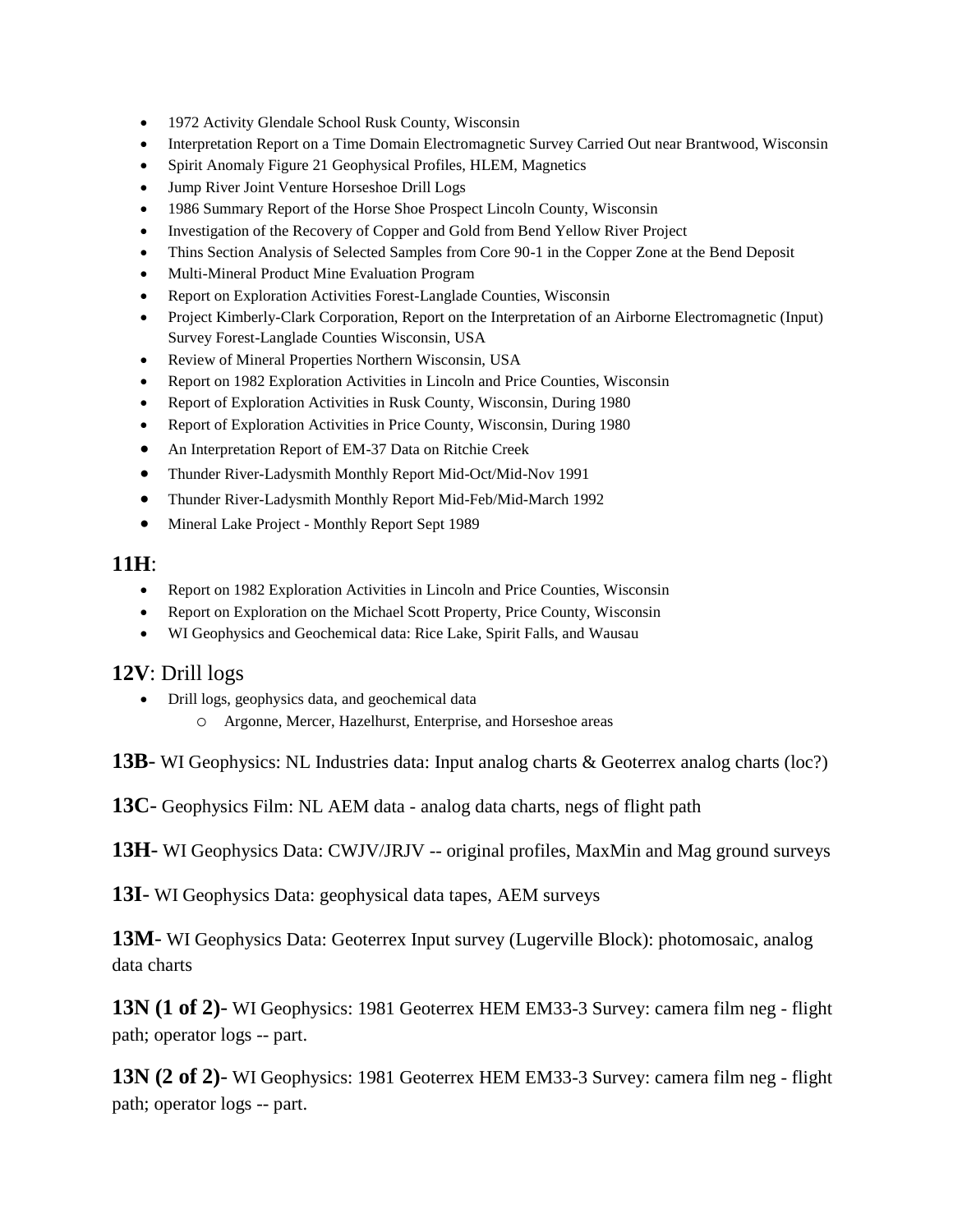- 1972 Activity Glendale School Rusk County, Wisconsin
- Interpretation Report on a Time Domain Electromagnetic Survey Carried Out near Brantwood, Wisconsin
- Spirit Anomaly Figure 21 Geophysical Profiles, HLEM, Magnetics
- Jump River Joint Venture Horseshoe Drill Logs
- 1986 Summary Report of the Horse Shoe Prospect Lincoln County, Wisconsin
- Investigation of the Recovery of Copper and Gold from Bend Yellow River Project
- Thins Section Analysis of Selected Samples from Core 90-1 in the Copper Zone at the Bend Deposit
- Multi-Mineral Product Mine Evaluation Program
- Report on Exploration Activities Forest-Langlade Counties, Wisconsin
- Project Kimberly-Clark Corporation, Report on the Interpretation of an Airborne Electromagnetic (Input) Survey Forest-Langlade Counties Wisconsin, USA
- Review of Mineral Properties Northern Wisconsin, USA
- Report on 1982 Exploration Activities in Lincoln and Price Counties, Wisconsin
- Report of Exploration Activities in Rusk County, Wisconsin, During 1980
- Report of Exploration Activities in Price County, Wisconsin, During 1980
- An Interpretation Report of EM-37 Data on Ritchie Creek
- Thunder River-Ladysmith Monthly Report Mid-Oct/Mid-Nov 1991
- Thunder River-Ladysmith Monthly Report Mid-Feb/Mid-March 1992
- Mineral Lake Project - Monthly Report Sept 1989

## **11H**:

- Report on 1982 Exploration Activities in Lincoln and Price Counties, Wisconsin
- Report on Exploration on the Michael Scott Property, Price County, Wisconsin
- WI Geophysics and Geochemical data: Rice Lake, Spirit Falls, and Wausau

## **12V**: Drill logs

- Drill logs, geophysics data, and geochemical data
  - Argonne, Mercer, Hazelhurst, Enterprise, and Horseshoe areas

**13B**- WI Geophysics: NL Industries data: Input analog charts & Geoterrex analog charts (loc?)

**13C**- Geophysics Film: NL AEM data - analog data charts, negs of flight path

**13H**- WI Geophysics Data: CWJV/JRJV -- original profiles, MaxMin and Mag ground surveys

**13I**- WI Geophysics Data: geophysical data tapes, AEM surveys

**13M**- WI Geophysics Data: Geoterrex Input survey (Lugerville Block): photomosaic, analog data charts

**13N (1 of 2)**- WI Geophysics: 1981 Geoterrex HEM EM33-3 Survey: camera film neg - flight path; operator logs -- part.

**13N (2 of 2)**- WI Geophysics: 1981 Geoterrex HEM EM33-3 Survey: camera film neg - flight path; operator logs -- part.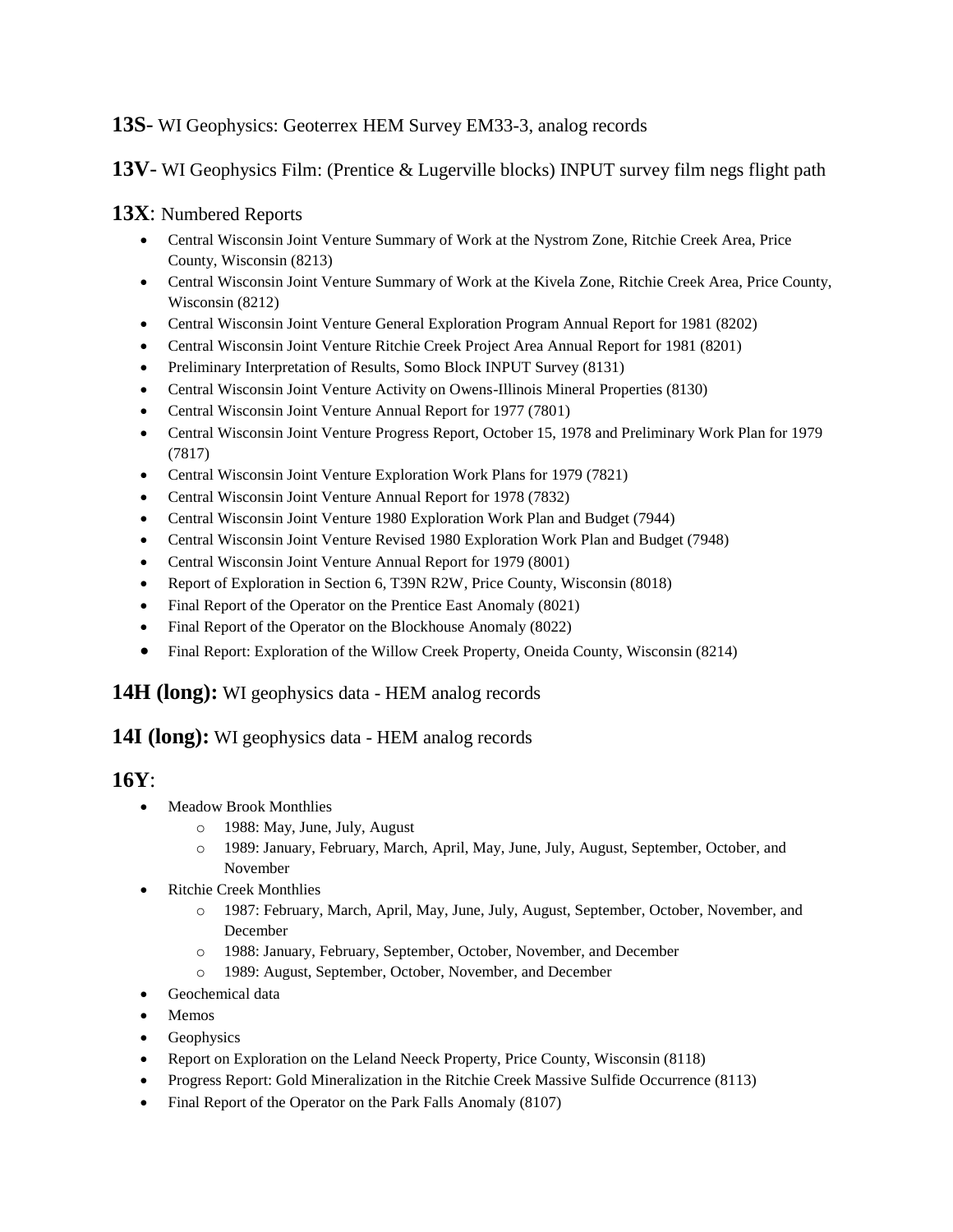**13S**- WI Geophysics: Geoterrex HEM Survey EM33-3, analog records

**13V**- WI Geophysics Film: (Prentice & Lugerville blocks) INPUT survey film negs flight path

**13X**: Numbered Reports

- Central Wisconsin Joint Venture Summary of Work at the Nystrom Zone, Ritchie Creek Area, Price County, Wisconsin (8213)
- Central Wisconsin Joint Venture Summary of Work at the Kivela Zone, Ritchie Creek Area, Price County, Wisconsin (8212)
- Central Wisconsin Joint Venture General Exploration Program Annual Report for 1981 (8202)
- Central Wisconsin Joint Venture Ritchie Creek Project Area Annual Report for 1981 (8201)
- Preliminary Interpretation of Results, Somo Block INPUT Survey (8131)
- Central Wisconsin Joint Venture Activity on Owens-Illinois Mineral Properties (8130)
- Central Wisconsin Joint Venture Annual Report for 1977 (7801)
- Central Wisconsin Joint Venture Progress Report, October 15, 1978 and Preliminary Work Plan for 1979 (7817)
- Central Wisconsin Joint Venture Exploration Work Plans for 1979 (7821)
- Central Wisconsin Joint Venture Annual Report for 1978 (7832)
- Central Wisconsin Joint Venture 1980 Exploration Work Plan and Budget (7944)
- Central Wisconsin Joint Venture Revised 1980 Exploration Work Plan and Budget (7948)
- Central Wisconsin Joint Venture Annual Report for 1979 (8001)
- Report of Exploration in Section 6, T39N R2W, Price County, Wisconsin (8018)
- Final Report of the Operator on the Prentice East Anomaly (8021)
- Final Report of the Operator on the Blockhouse Anomaly (8022)
- Final Report: Exploration of the Willow Creek Property, Oneida County, Wisconsin (8214)

**14H (long):** WI geophysics data - HEM analog records

**14I (long):** WI geophysics data - HEM analog records

**16Y**:

- Meadow Brook Monthlies
  - 1988: May, June, July, August
  - 1989: January, February, March, April, May, June, July, August, September, October, and November
- Ritchie Creek Monthlies
  - 1987: February, March, April, May, June, July, August, September, October, November, and December
  - 1988: January, February, September, October, November, and December
  - 1989: August, September, October, November, and December
- Geochemical data
- Memos
- Geophysics
- Report on Exploration on the Leland Neeck Property, Price County, Wisconsin (8118)
- Progress Report: Gold Mineralization in the Ritchie Creek Massive Sulfide Occurrence (8113)
- Final Report of the Operator on the Park Falls Anomaly (8107)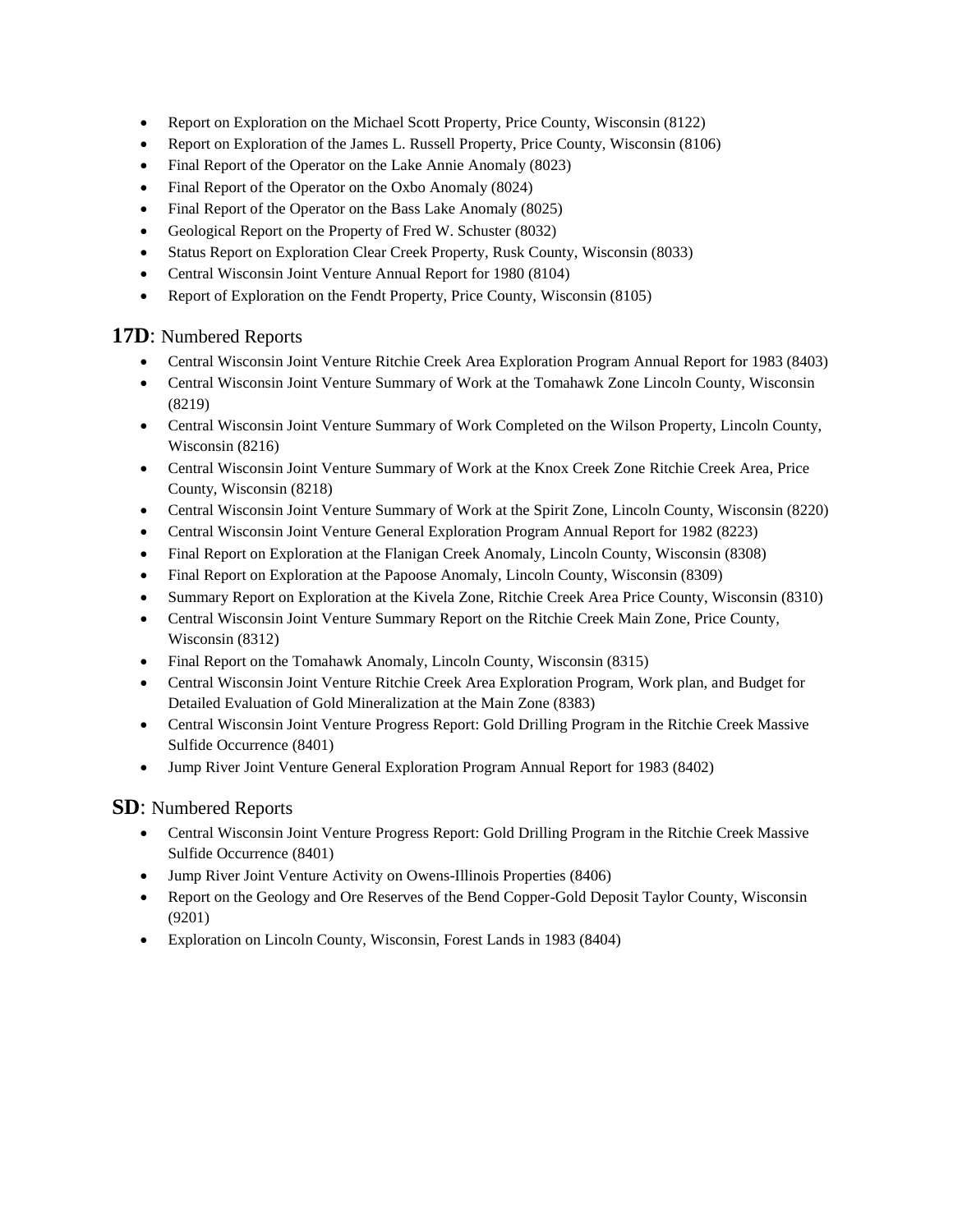- Report on Exploration on the Michael Scott Property, Price County, Wisconsin (8122)
- Report on Exploration of the James L. Russell Property, Price County, Wisconsin (8106)
- Final Report of the Operator on the Lake Annie Anomaly (8023)
- Final Report of the Operator on the Oxbo Anomaly (8024)
- Final Report of the Operator on the Bass Lake Anomaly (8025)
- Geological Report on the Property of Fred W. Schuster (8032)
- Status Report on Exploration Clear Creek Property, Rusk County, Wisconsin (8033)
- Central Wisconsin Joint Venture Annual Report for 1980 (8104)
- Report of Exploration on the Fendt Property, Price County, Wisconsin (8105)

## **17D**: Numbered Reports

- Central Wisconsin Joint Venture Ritchie Creek Area Exploration Program Annual Report for 1983 (8403)
- Central Wisconsin Joint Venture Summary of Work at the Tomahawk Zone Lincoln County, Wisconsin (8219)
- Central Wisconsin Joint Venture Summary of Work Completed on the Wilson Property, Lincoln County, Wisconsin (8216)
- Central Wisconsin Joint Venture Summary of Work at the Knox Creek Zone Ritchie Creek Area, Price County, Wisconsin (8218)
- Central Wisconsin Joint Venture Summary of Work at the Spirit Zone, Lincoln County, Wisconsin (8220)
- Central Wisconsin Joint Venture General Exploration Program Annual Report for 1982 (8223)
- Final Report on Exploration at the Flanigan Creek Anomaly, Lincoln County, Wisconsin (8308)
- Final Report on Exploration at the Papoose Anomaly, Lincoln County, Wisconsin (8309)
- Summary Report on Exploration at the Kivela Zone, Ritchie Creek Area Price County, Wisconsin (8310)
- Central Wisconsin Joint Venture Summary Report on the Ritchie Creek Main Zone, Price County, Wisconsin (8312)
- Final Report on the Tomahawk Anomaly, Lincoln County, Wisconsin (8315)
- Central Wisconsin Joint Venture Ritchie Creek Area Exploration Program, Work plan, and Budget for Detailed Evaluation of Gold Mineralization at the Main Zone (8383)
- Central Wisconsin Joint Venture Progress Report: Gold Drilling Program in the Ritchie Creek Massive Sulfide Occurrence (8401)
- Jump River Joint Venture General Exploration Program Annual Report for 1983 (8402)

## **SD**: Numbered Reports

- Central Wisconsin Joint Venture Progress Report: Gold Drilling Program in the Ritchie Creek Massive Sulfide Occurrence (8401)
- Jump River Joint Venture Activity on Owens-Illinois Properties (8406)
- Report on the Geology and Ore Reserves of the Bend Copper-Gold Deposit Taylor County, Wisconsin (9201)
- Exploration on Lincoln County, Wisconsin, Forest Lands in 1983 (8404)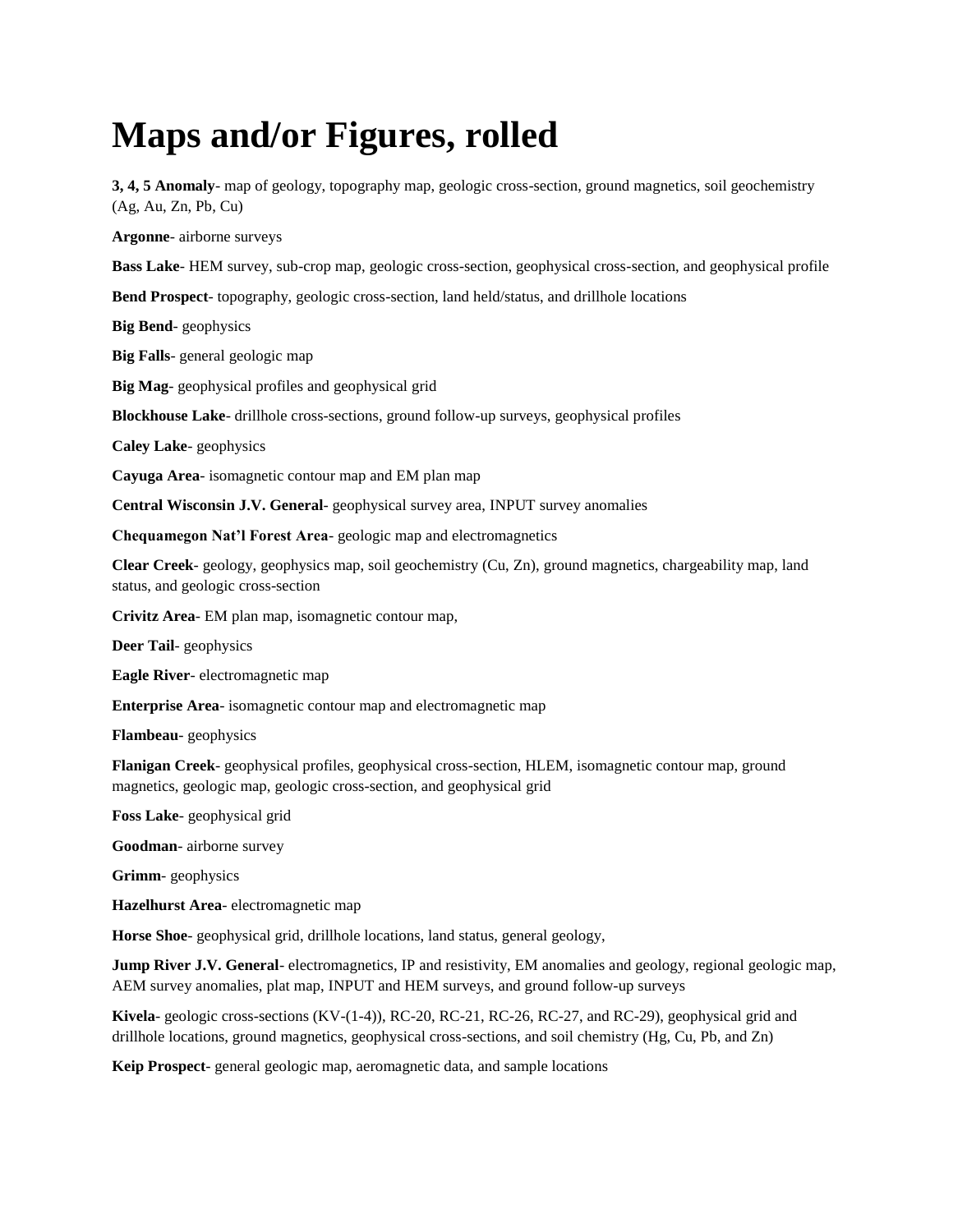# Maps and/or Figures, rolled

**3, 4, 5 Anomaly**- map of geology, topography map, geologic cross-section, ground magnetics, soil geochemistry (Ag, Au, Zn, Pb, Cu)

**Argonne**- airborne surveys

**Bass Lake**- HEM survey, sub-crop map, geologic cross-section, geophysical cross-section, and geophysical profile

**Bend Prospect**- topography, geologic cross-section, land held/status, and drillhole locations

**Big Bend**- geophysics

**Big Falls**- general geologic map

**Big Mag**- geophysical profiles and geophysical grid

**Blockhouse Lake**- drillhole cross-sections, ground follow-up surveys, geophysical profiles

**Caley Lake**- geophysics

**Cayuga Area**- isomagnetic contour map and EM plan map

**Central Wisconsin J.V. General**- geophysical survey area, INPUT survey anomalies

**Chequamegon Nat'l Forest Area**- geologic map and electromagnetics

**Clear Creek**- geology, geophysics map, soil geochemistry (Cu, Zn), ground magnetics, chargeability map, land status, and geologic cross-section

**Crivitz Area**- EM plan map, isomagnetic contour map,

**Deer Tail**- geophysics

**Eagle River**- electromagnetic map

**Enterprise Area**- isomagnetic contour map and electromagnetic map

**Flambeau**- geophysics

**Flanigan Creek**- geophysical profiles, geophysical cross-section, HLEM, isomagnetic contour map, ground magnetics, geologic map, geologic cross-section, and geophysical grid

**Foss Lake**- geophysical grid

**Goodman**- airborne survey

**Grimm**- geophysics

**Hazelhurst Area**- electromagnetic map

**Horse Shoe**- geophysical grid, drillhole locations, land status, general geology,

**Jump River J.V. General**- electromagnetics, IP and resistivity, EM anomalies and geology, regional geologic map, AEM survey anomalies, plat map, INPUT and HEM surveys, and ground follow-up surveys

**Kivela**- geologic cross-sections (KV-(1-4)), RC-20, RC-21, RC-26, RC-27, and RC-29), geophysical grid and drillhole locations, ground magnetics, geophysical cross-sections, and soil chemistry (Hg, Cu, Pb, and Zn)

**Keip Prospect**- general geologic map, aeromagnetic data, and sample locations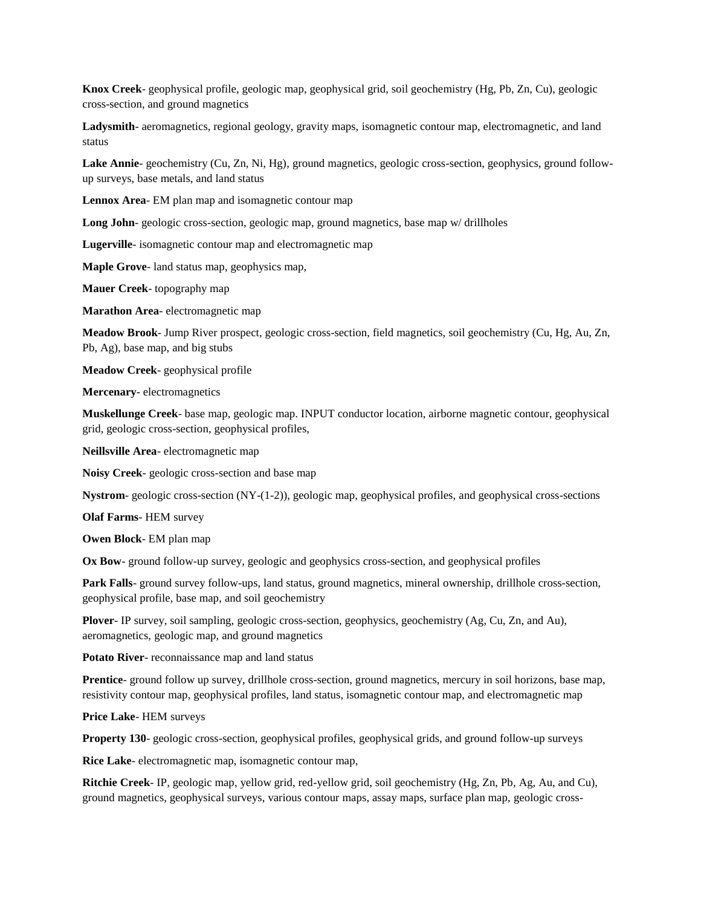**Knox Creek**- geophysical profile, geologic map, geophysical grid, soil geochemistry (Hg, Pb, Zn, Cu), geologic cross-section, and ground magnetics

**Ladysmith**- aeromagnetics, regional geology, gravity maps, isomagnetic contour map, electromagnetic, and land status

**Lake Annie**- geochemistry (Cu, Zn, Ni, Hg), ground magnetics, geologic cross-section, geophysics, ground follow-up surveys, base metals, and land status

**Lennox Area**- EM plan map and isomagnetic contour map

**Long John**- geologic cross-section, geologic map, ground magnetics, base map w/ drillholes

**Lugerville**- isomagnetic contour map and electromagnetic map

**Maple Grove**- land status map, geophysics map,

**Mauer Creek**- topography map

**Marathon Area**- electromagnetic map

**Meadow Brook**- Jump River prospect, geologic cross-section, field magnetics, soil geochemistry (Cu, Hg, Au, Zn, Pb, Ag), base map, and big stubs

**Meadow Creek**- geophysical profile

**Mercenary**- electromagnetics

**Muskellunge Creek**- base map, geologic map. INPUT conductor location, airborne magnetic contour, geophysical grid, geologic cross-section, geophysical profiles,

**Neillsville Area**- electromagnetic map

**Noisy Creek**- geologic cross-section and base map

**Nystrom**- geologic cross-section (NY-(1-2)), geologic map, geophysical profiles, and geophysical cross-sections

**Olaf Farms**- HEM survey

**Owen Block**- EM plan map

**Ox Bow**- ground follow-up survey, geologic and geophysics cross-section, and geophysical profiles

**Park Falls**- ground survey follow-ups, land status, ground magnetics, mineral ownership, drillhole cross-section, geophysical profile, base map, and soil geochemistry

**Plover**- IP survey, soil sampling, geologic cross-section, geophysics, geochemistry (Ag, Cu, Zn, and Au), aeromagnetics, geologic map, and ground magnetics

**Potato River**- reconnaissance map and land status

**Prentice**- ground follow up survey, drillhole cross-section, ground magnetics, mercury in soil horizons, base map, resistivity contour map, geophysical profiles, land status, isomagnetic contour map, and electromagnetic map

**Price Lake**- HEM surveys

**Property 130**- geologic cross-section, geophysical profiles, geophysical grids, and ground follow-up surveys

**Rice Lake**- electromagnetic map, isomagnetic contour map,

**Ritchie Creek**- IP, geologic map, yellow grid, red-yellow grid, soil geochemistry (Hg, Zn, Pb, Ag, Au, and Cu), ground magnetics, geophysical surveys, various contour maps, assay maps, surface plan map, geologic cross-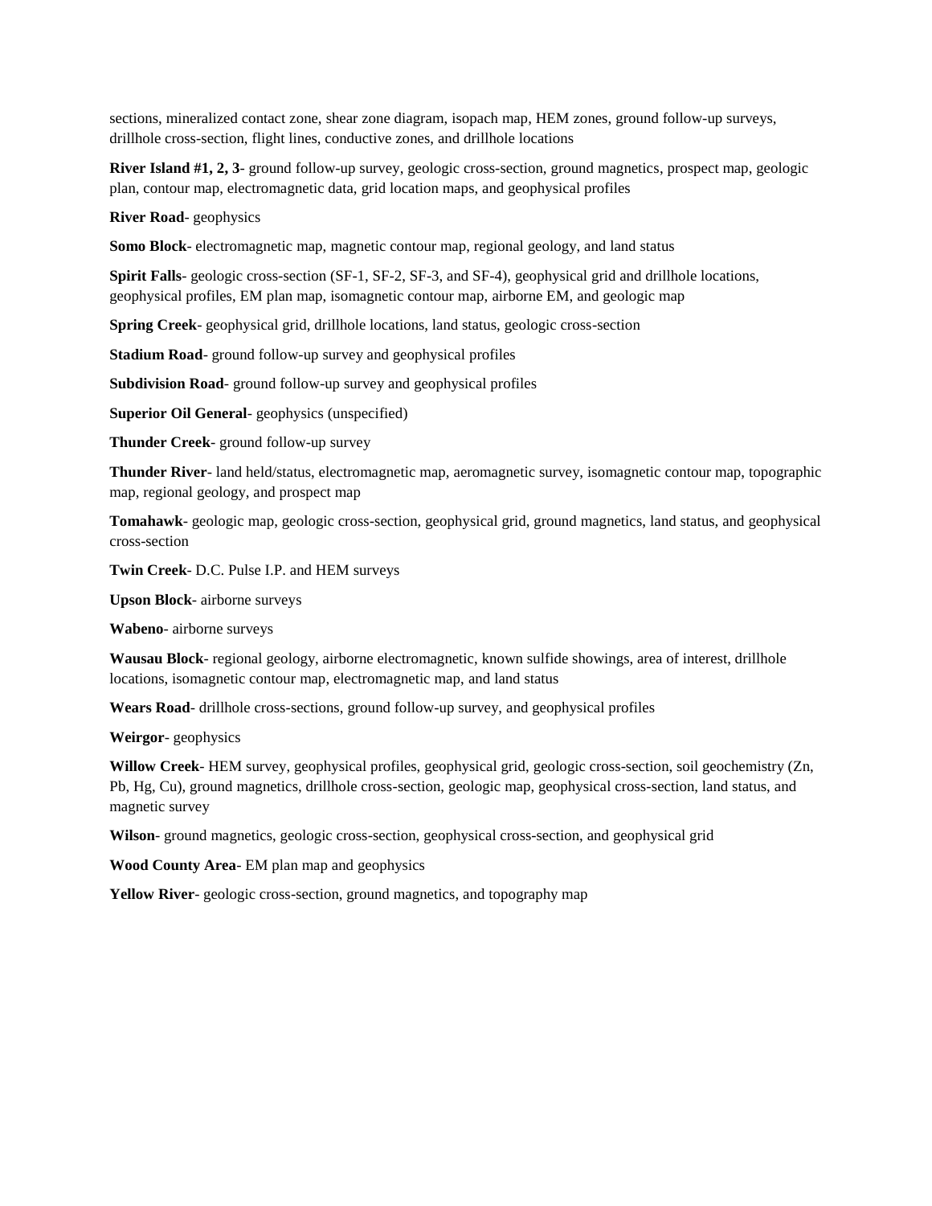sections, mineralized contact zone, shear zone diagram, isopach map, HEM zones, ground follow-up surveys, drillhole cross-section, flight lines, conductive zones, and drillhole locations

**River Island #1, 2, 3**- ground follow-up survey, geologic cross-section, ground magnetics, prospect map, geologic plan, contour map, electromagnetic data, grid location maps, and geophysical profiles

**River Road**- geophysics

**Somo Block**- electromagnetic map, magnetic contour map, regional geology, and land status

**Spirit Falls**- geologic cross-section (SF-1, SF-2, SF-3, and SF-4), geophysical grid and drillhole locations, geophysical profiles, EM plan map, isomagnetic contour map, airborne EM, and geologic map

**Spring Creek**- geophysical grid, drillhole locations, land status, geologic cross-section

**Stadium Road**- ground follow-up survey and geophysical profiles

**Subdivision Road**- ground follow-up survey and geophysical profiles

**Superior Oil General**- geophysics (unspecified)

**Thunder Creek**- ground follow-up survey

**Thunder River**- land held/status, electromagnetic map, aeromagnetic survey, isomagnetic contour map, topographic map, regional geology, and prospect map

**Tomahawk**- geologic map, geologic cross-section, geophysical grid, ground magnetics, land status, and geophysical cross-section

**Twin Creek**- D.C. Pulse I.P. and HEM surveys

**Upson Block**- airborne surveys

**Wabeno**- airborne surveys

**Wausau Block**- regional geology, airborne electromagnetic, known sulfide showings, area of interest, drillhole locations, isomagnetic contour map, electromagnetic map, and land status

**Wears Road**- drillhole cross-sections, ground follow-up survey, and geophysical profiles

**Weirgor**- geophysics

**Willow Creek**- HEM survey, geophysical profiles, geophysical grid, geologic cross-section, soil geochemistry (Zn, Pb, Hg, Cu), ground magnetics, drillhole cross-section, geologic map, geophysical cross-section, land status, and magnetic survey

**Wilson**- ground magnetics, geologic cross-section, geophysical cross-section, and geophysical grid

**Wood County Area**- EM plan map and geophysics

**Yellow River**- geologic cross-section, ground magnetics, and topography map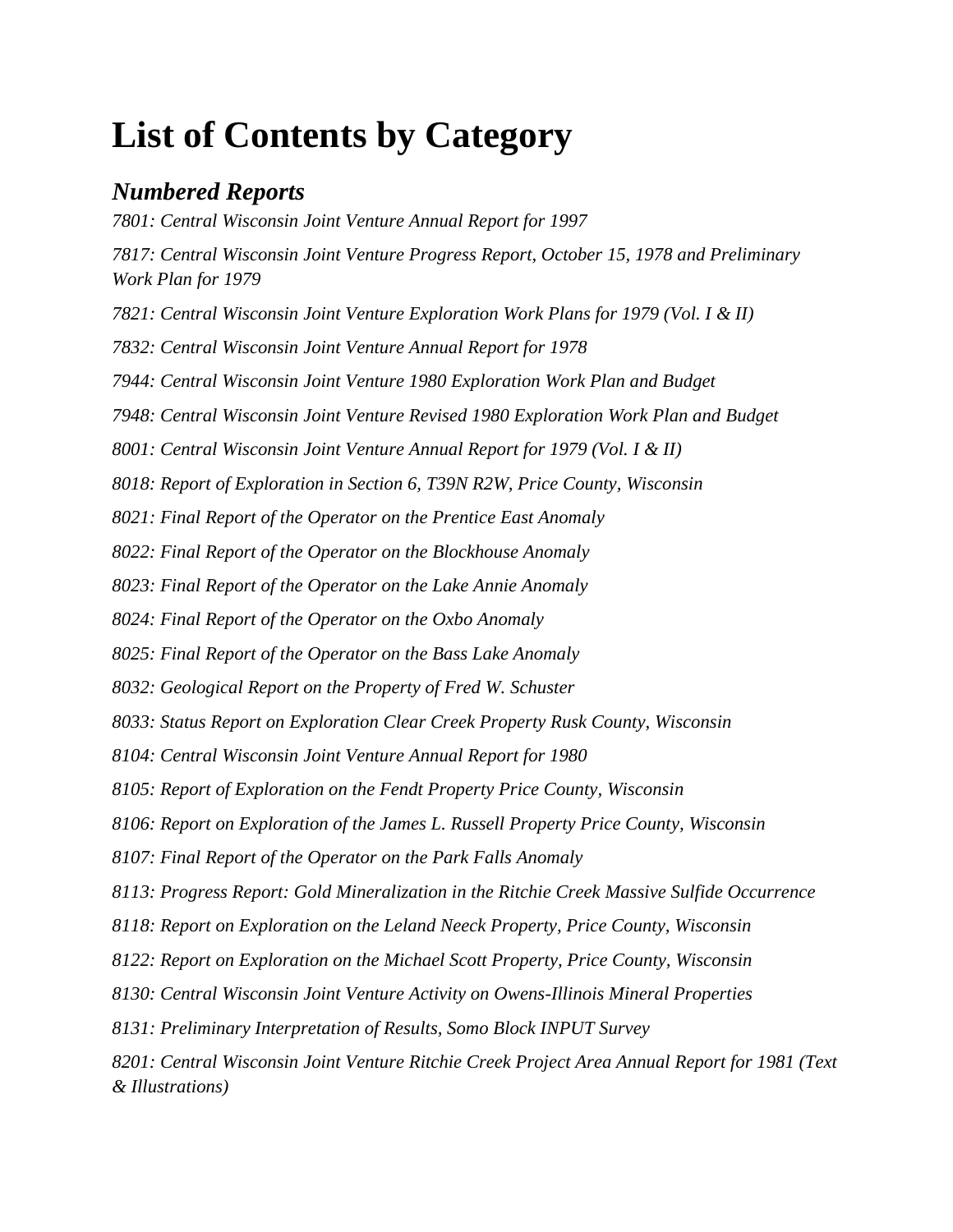# List of Contents by Category

## *Numbered Reports*

*7801: Central Wisconsin Joint Venture Annual Report for 1997*

*7817: Central Wisconsin Joint Venture Progress Report, October 15, 1978 and Preliminary Work Plan for 1979*

*7821: Central Wisconsin Joint Venture Exploration Work Plans for 1979 (Vol. I & II)*

*7832: Central Wisconsin Joint Venture Annual Report for 1978*

*7944: Central Wisconsin Joint Venture 1980 Exploration Work Plan and Budget*

*7948: Central Wisconsin Joint Venture Revised 1980 Exploration Work Plan and Budget*

*8001: Central Wisconsin Joint Venture Annual Report for 1979 (Vol. I & II)*

*8018: Report of Exploration in Section 6, T39N R2W, Price County, Wisconsin*

*8021: Final Report of the Operator on the Prentice East Anomaly*

*8022: Final Report of the Operator on the Blockhouse Anomaly*

*8023: Final Report of the Operator on the Lake Annie Anomaly*

*8024: Final Report of the Operator on the Oxbo Anomaly*

*8025: Final Report of the Operator on the Bass Lake Anomaly*

*8032: Geological Report on the Property of Fred W. Schuster*

*8033: Status Report on Exploration Clear Creek Property Rusk County, Wisconsin*

*8104: Central Wisconsin Joint Venture Annual Report for 1980*

*8105: Report of Exploration on the Fendt Property Price County, Wisconsin*

*8106: Report on Exploration of the James L. Russell Property Price County, Wisconsin*

*8107: Final Report of the Operator on the Park Falls Anomaly*

*8113: Progress Report: Gold Mineralization in the Ritchie Creek Massive Sulfide Occurrence*

*8118: Report on Exploration on the Leland Neeck Property, Price County, Wisconsin*

*8122: Report on Exploration on the Michael Scott Property, Price County, Wisconsin*

*8130: Central Wisconsin Joint Venture Activity on Owens-Illinois Mineral Properties*

*8131: Preliminary Interpretation of Results, Somo Block INPUT Survey*

*8201: Central Wisconsin Joint Venture Ritchie Creek Project Area Annual Report for 1981 (Text & Illustrations)*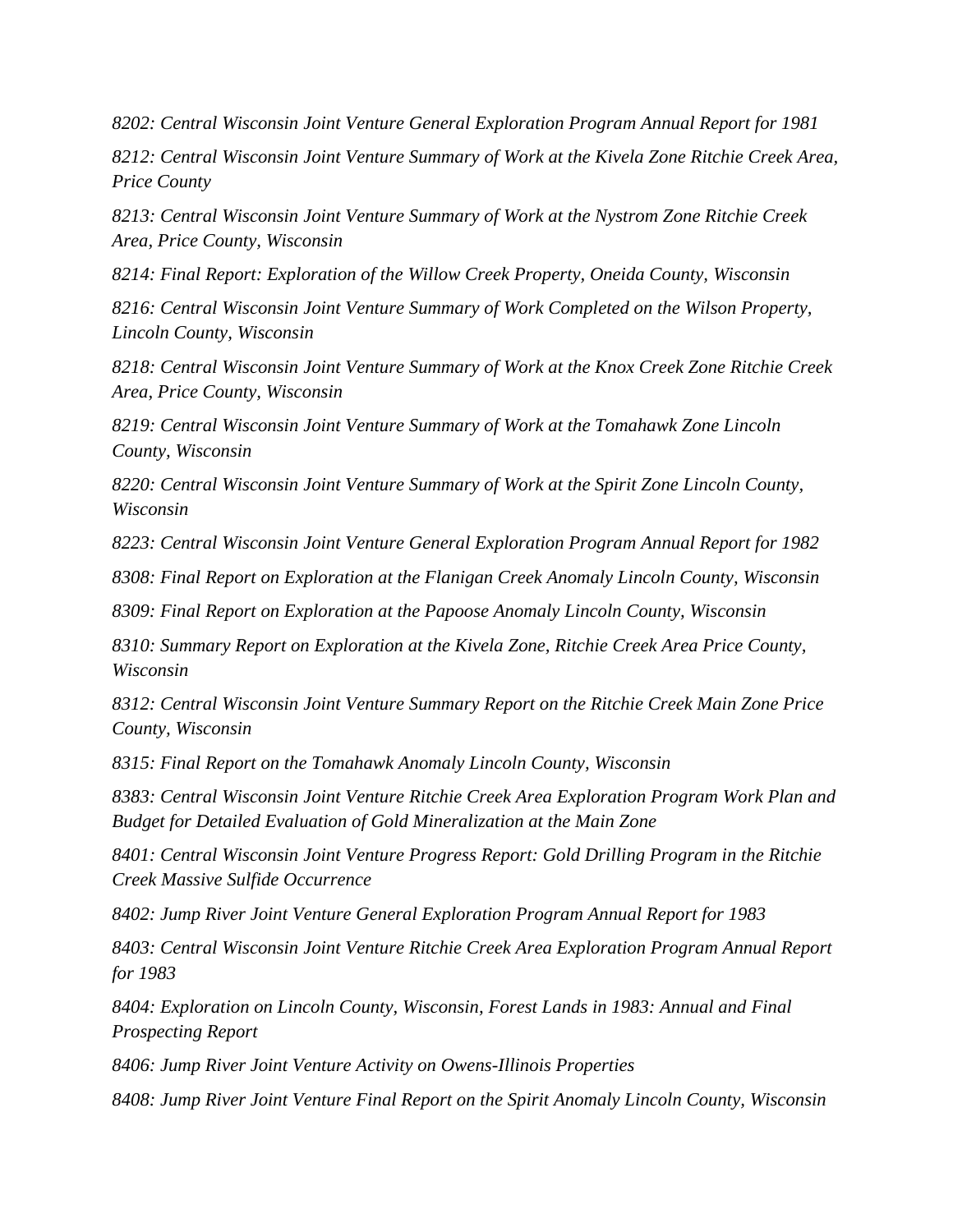*8202: Central Wisconsin Joint Venture General Exploration Program Annual Report for 1981*

*8212: Central Wisconsin Joint Venture Summary of Work at the Kivela Zone Ritchie Creek Area, Price County*

*8213: Central Wisconsin Joint Venture Summary of Work at the Nystrom Zone Ritchie Creek Area, Price County, Wisconsin*

*8214: Final Report: Exploration of the Willow Creek Property, Oneida County, Wisconsin*

*8216: Central Wisconsin Joint Venture Summary of Work Completed on the Wilson Property, Lincoln County, Wisconsin*

*8218: Central Wisconsin Joint Venture Summary of Work at the Knox Creek Zone Ritchie Creek Area, Price County, Wisconsin*

*8219: Central Wisconsin Joint Venture Summary of Work at the Tomahawk Zone Lincoln County, Wisconsin*

*8220: Central Wisconsin Joint Venture Summary of Work at the Spirit Zone Lincoln County, Wisconsin*

*8223: Central Wisconsin Joint Venture General Exploration Program Annual Report for 1982*

*8308: Final Report on Exploration at the Flanigan Creek Anomaly Lincoln County, Wisconsin*

*8309: Final Report on Exploration at the Papoose Anomaly Lincoln County, Wisconsin*

*8310: Summary Report on Exploration at the Kivela Zone, Ritchie Creek Area Price County, Wisconsin*

*8312: Central Wisconsin Joint Venture Summary Report on the Ritchie Creek Main Zone Price County, Wisconsin*

*8315: Final Report on the Tomahawk Anomaly Lincoln County, Wisconsin*

*8383: Central Wisconsin Joint Venture Ritchie Creek Area Exploration Program Work Plan and Budget for Detailed Evaluation of Gold Mineralization at the Main Zone*

*8401: Central Wisconsin Joint Venture Progress Report: Gold Drilling Program in the Ritchie Creek Massive Sulfide Occurrence*

*8402: Jump River Joint Venture General Exploration Program Annual Report for 1983*

*8403: Central Wisconsin Joint Venture Ritchie Creek Area Exploration Program Annual Report for 1983*

*8404: Exploration on Lincoln County, Wisconsin, Forest Lands in 1983: Annual and Final Prospecting Report*

*8406: Jump River Joint Venture Activity on Owens-Illinois Properties*

*8408: Jump River Joint Venture Final Report on the Spirit Anomaly Lincoln County, Wisconsin*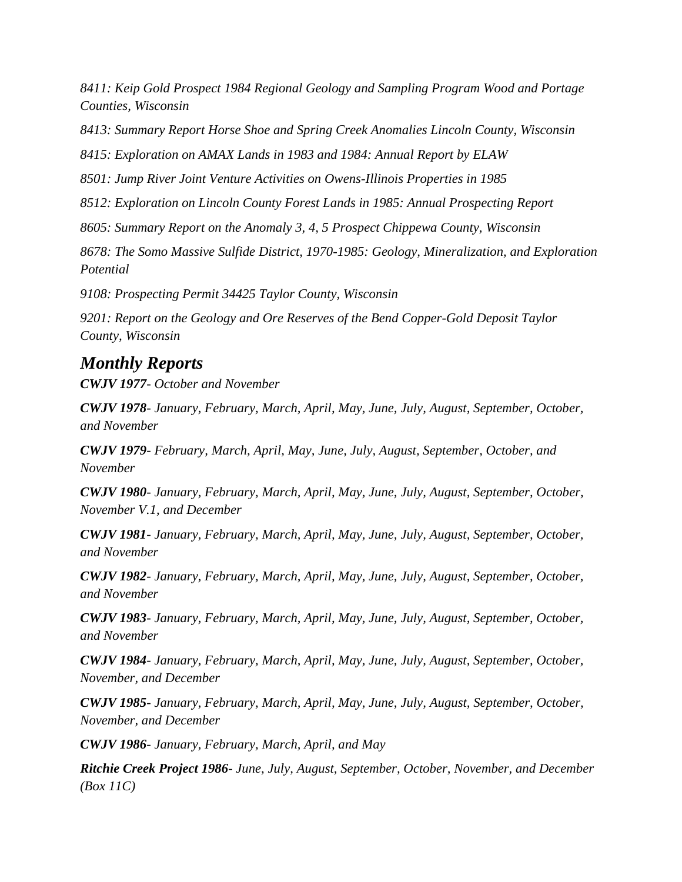*8411: Keip Gold Prospect 1984 Regional Geology and Sampling Program Wood and Portage Counties, Wisconsin*

*8413: Summary Report Horse Shoe and Spring Creek Anomalies Lincoln County, Wisconsin*

*8415: Exploration on AMAX Lands in 1983 and 1984: Annual Report by ELAW*

*8501: Jump River Joint Venture Activities on Owens-Illinois Properties in 1985*

*8512: Exploration on Lincoln County Forest Lands in 1985: Annual Prospecting Report*

*8605: Summary Report on the Anomaly 3, 4, 5 Prospect Chippewa County, Wisconsin*

*8678: The Somo Massive Sulfide District, 1970-1985: Geology, Mineralization, and Exploration Potential*

*9108: Prospecting Permit 34425 Taylor County, Wisconsin*

*9201: Report on the Geology and Ore Reserves of the Bend Copper-Gold Deposit Taylor County, Wisconsin*

## *Monthly Reports*

***CWJV 1977****- October and November*

***CWJV 1978****- January, February, March, April, May, June, July, August, September, October, and November*

***CWJV 1979****- February, March, April, May, June, July, August, September, October, and November*

***CWJV 1980****- January, February, March, April, May, June, July, August, September, October, November V.1, and December*

***CWJV 1981****- January, February, March, April, May, June, July, August, September, October, and November*

***CWJV 1982****- January, February, March, April, May, June, July, August, September, October, and November*

***CWJV 1983****- January, February, March, April, May, June, July, August, September, October, and November*

***CWJV 1984****- January, February, March, April, May, June, July, August, September, October, November, and December*

***CWJV 1985****- January, February, March, April, May, June, July, August, September, October, November, and December*

***CWJV 1986****- January, February, March, April, and May*

***Ritchie Creek Project 1986****- June, July, August, September, October, November, and December (Box 11C)*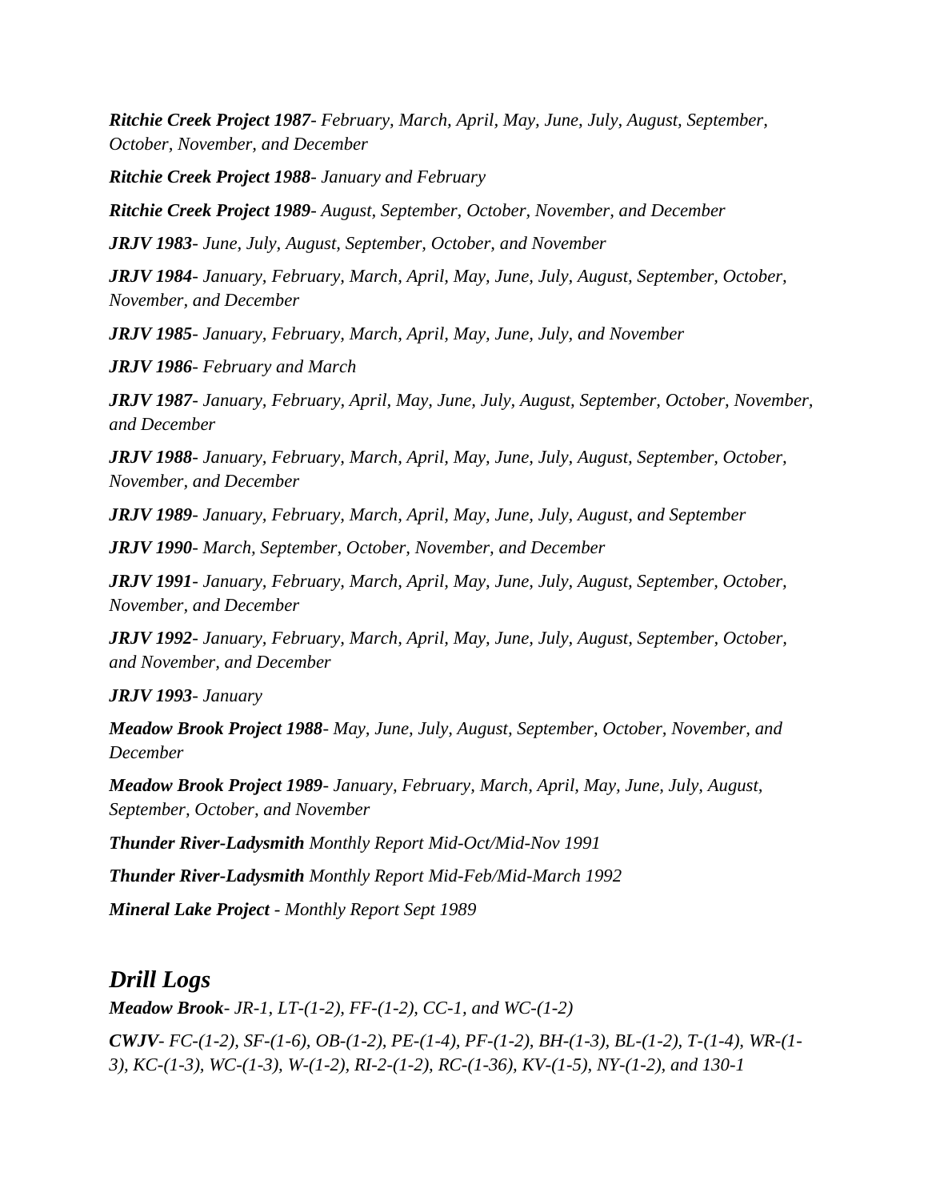***Ritchie Creek Project 1987****- February, March, April, May, June, July, August, September, October, November, and December*

***Ritchie Creek Project 1988****- January and February*

***Ritchie Creek Project 1989****- August, September, October, November, and December*

***JRJV 1983****- June, July, August, September, October, and November*

***JRJV 1984****- January, February, March, April, May, June, July, August, September, October, November, and December*

***JRJV 1985****- January, February, March, April, May, June, July, and November*

***JRJV 1986****- February and March*

***JRJV 1987****- January, February, April, May, June, July, August, September, October, November, and December*

***JRJV 1988****- January, February, March, April, May, June, July, August, September, October, November, and December*

***JRJV 1989****- January, February, March, April, May, June, July, August, and September*

***JRJV 1990****- March, September, October, November, and December*

***JRJV 1991****- January, February, March, April, May, June, July, August, September, October, November, and December*

***JRJV 1992****- January, February, March, April, May, June, July, August, September, October, and November, and December*

***JRJV 1993****- January*

***Meadow Brook Project 1988****- May, June, July, August, September, October, November, and December*

***Meadow Brook Project 1989****- January, February, March, April, May, June, July, August, September, October, and November*

***Thunder River-Ladysmith*** *Monthly Report Mid-Oct/Mid-Nov 1991*

***Thunder River-Ladysmith*** *Monthly Report Mid-Feb/Mid-March 1992*

***Mineral Lake Project*** *- Monthly Report Sept 1989*

## *Drill Logs*

***Meadow Brook****- JR-1, LT-(1-2), FF-(1-2), CC-1, and WC-(1-2)*

***CWJV****- FC-(1-2), SF-(1-6), OB-(1-2), PE-(1-4), PF-(1-2), BH-(1-3), BL-(1-2), T-(1-4), WR-(1-3), KC-(1-3), WC-(1-3), W-(1-2), RI-2-(1-2), RC-(1-36), KV-(1-5), NY-(1-2), and 130-1*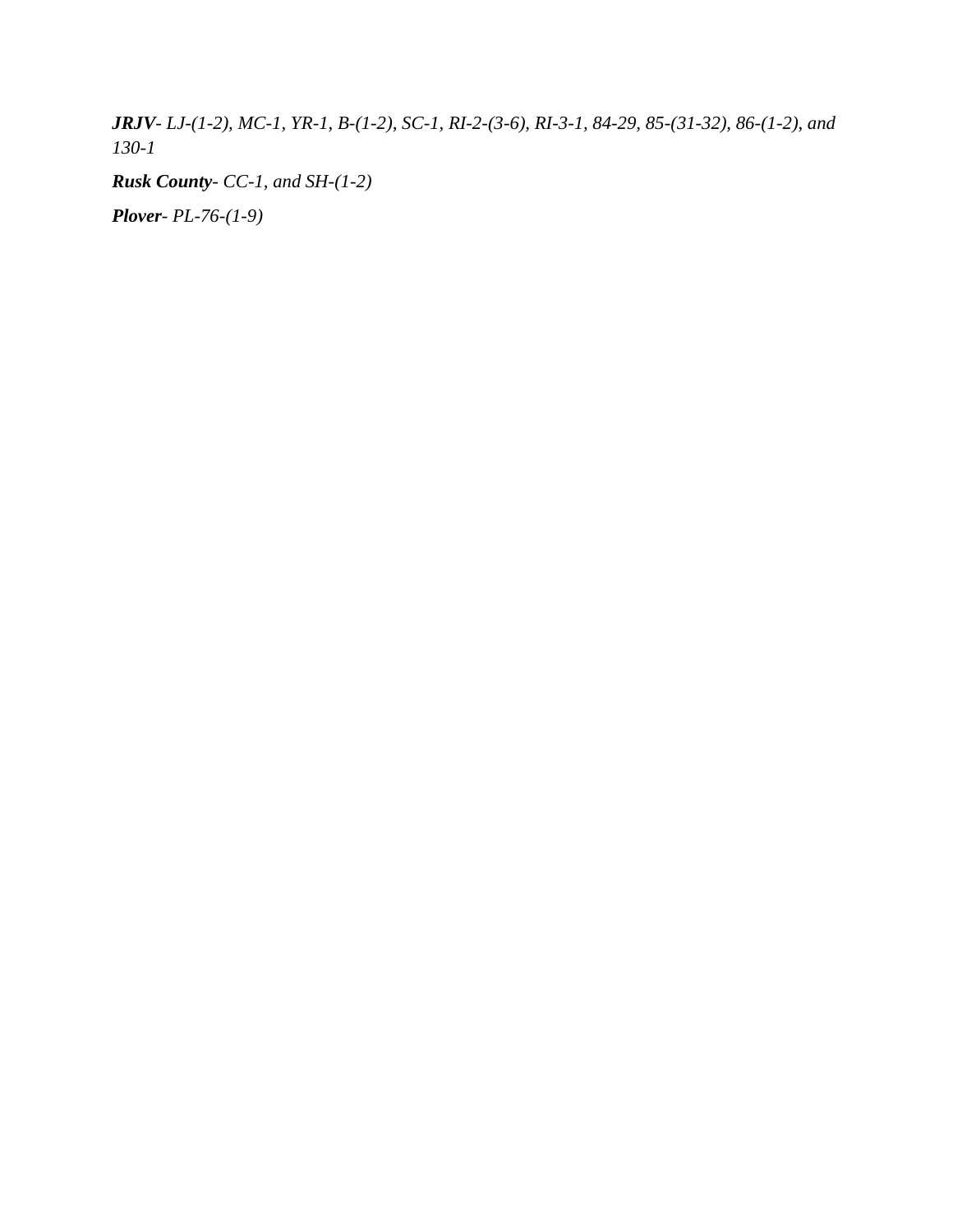***JRJV**- LJ-(1-2), MC-1, YR-1, B-(1-2), SC-1, RI-2-(3-6), RI-3-1, 84-29, 85-(31-32), 86-(1-2), and 130-1*

***Rusk County**- CC-1, and SH-(1-2)*

***Plover**- PL-76-(1-9)*